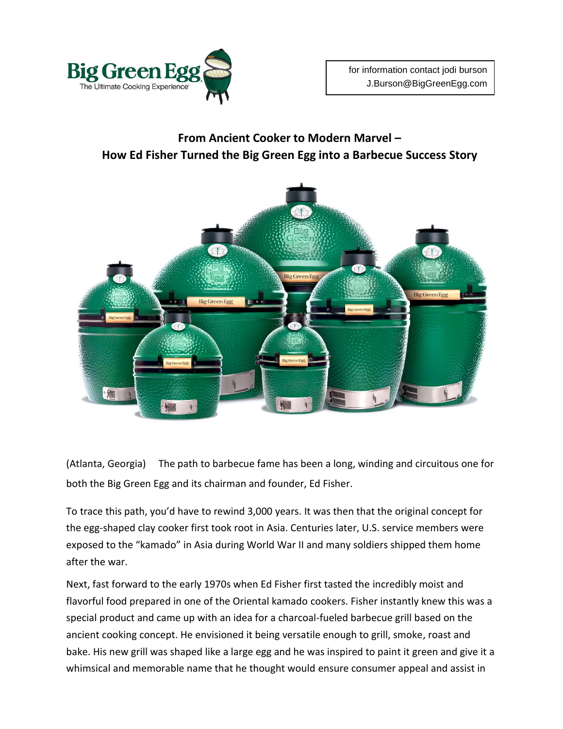Big Green Egg
The Ultimate Cooking Experience

for information contact jodi burson
J.Burson@BigGreenEgg.com

## From Ancient Cooker to Modern Marvel – How Ed Fisher Turned the Big Green Egg into a Barbecue Success Story

(Atlanta, Georgia) The path to barbecue fame has been a long, winding and circuitous one for both the Big Green Egg and its chairman and founder, Ed Fisher.

To trace this path, you'd have to rewind 3,000 years. It was then that the original concept for the egg-shaped clay cooker first took root in Asia. Centuries later, U.S. service members were exposed to the "kamado" in Asia during World War II and many soldiers shipped them home after the war.

Next, fast forward to the early 1970s when Ed Fisher first tasted the incredibly moist and flavorful food prepared in one of the Oriental kamado cookers. Fisher instantly knew this was a special product and came up with an idea for a charcoal-fueled barbecue grill based on the ancient cooking concept. He envisioned it being versatile enough to grill, smoke, roast and bake. His new grill was shaped like a large egg and he was inspired to paint it green and give it a whimsical and memorable name that he thought would ensure consumer appeal and assist in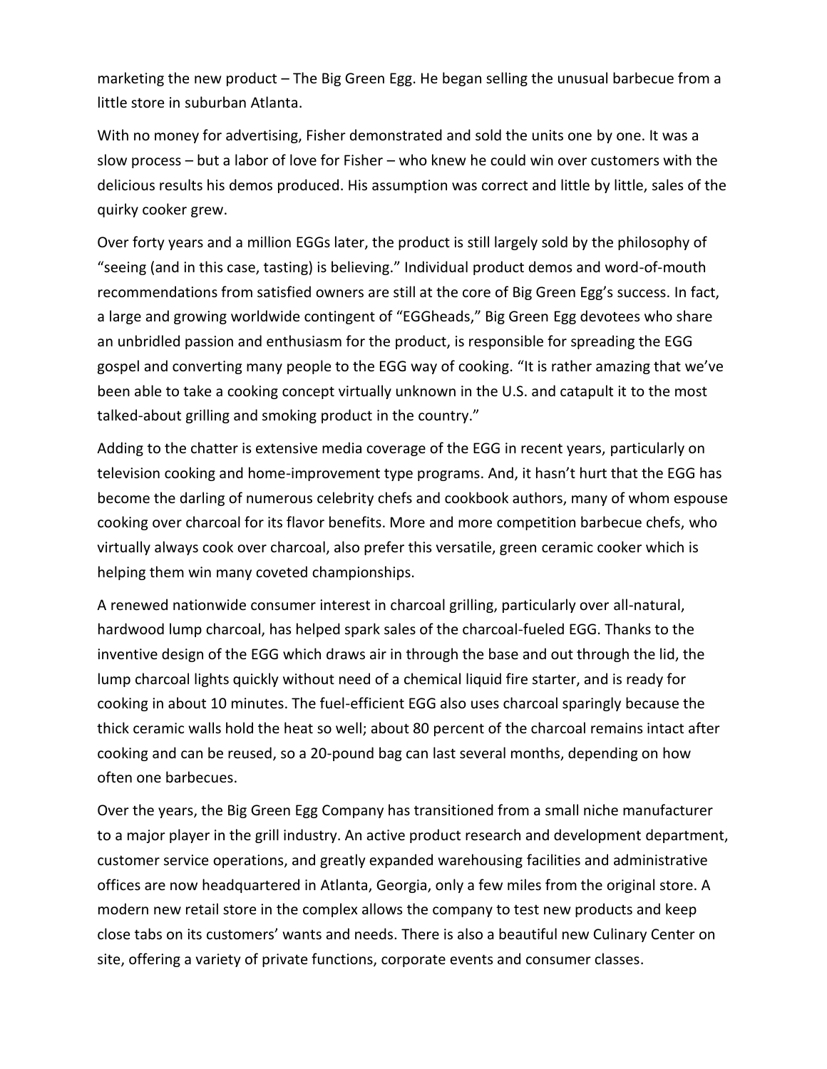marketing the new product – The Big Green Egg. He began selling the unusual barbecue from a little store in suburban Atlanta.

With no money for advertising, Fisher demonstrated and sold the units one by one. It was a slow process – but a labor of love for Fisher – who knew he could win over customers with the delicious results his demos produced. His assumption was correct and little by little, sales of the quirky cooker grew.

Over forty years and a million EGGs later, the product is still largely sold by the philosophy of "seeing (and in this case, tasting) is believing." Individual product demos and word-of-mouth recommendations from satisfied owners are still at the core of Big Green Egg's success. In fact, a large and growing worldwide contingent of "EGGheads," Big Green Egg devotees who share an unbridled passion and enthusiasm for the product, is responsible for spreading the EGG gospel and converting many people to the EGG way of cooking. "It is rather amazing that we've been able to take a cooking concept virtually unknown in the U.S. and catapult it to the most talked-about grilling and smoking product in the country."

Adding to the chatter is extensive media coverage of the EGG in recent years, particularly on television cooking and home-improvement type programs. And, it hasn't hurt that the EGG has become the darling of numerous celebrity chefs and cookbook authors, many of whom espouse cooking over charcoal for its flavor benefits. More and more competition barbecue chefs, who virtually always cook over charcoal, also prefer this versatile, green ceramic cooker which is helping them win many coveted championships.

A renewed nationwide consumer interest in charcoal grilling, particularly over all-natural, hardwood lump charcoal, has helped spark sales of the charcoal-fueled EGG. Thanks to the inventive design of the EGG which draws air in through the base and out through the lid, the lump charcoal lights quickly without need of a chemical liquid fire starter, and is ready for cooking in about 10 minutes. The fuel-efficient EGG also uses charcoal sparingly because the thick ceramic walls hold the heat so well; about 80 percent of the charcoal remains intact after cooking and can be reused, so a 20-pound bag can last several months, depending on how often one barbecues.

Over the years, the Big Green Egg Company has transitioned from a small niche manufacturer to a major player in the grill industry. An active product research and development department, customer service operations, and greatly expanded warehousing facilities and administrative offices are now headquartered in Atlanta, Georgia, only a few miles from the original store. A modern new retail store in the complex allows the company to test new products and keep close tabs on its customers' wants and needs. There is also a beautiful new Culinary Center on site, offering a variety of private functions, corporate events and consumer classes.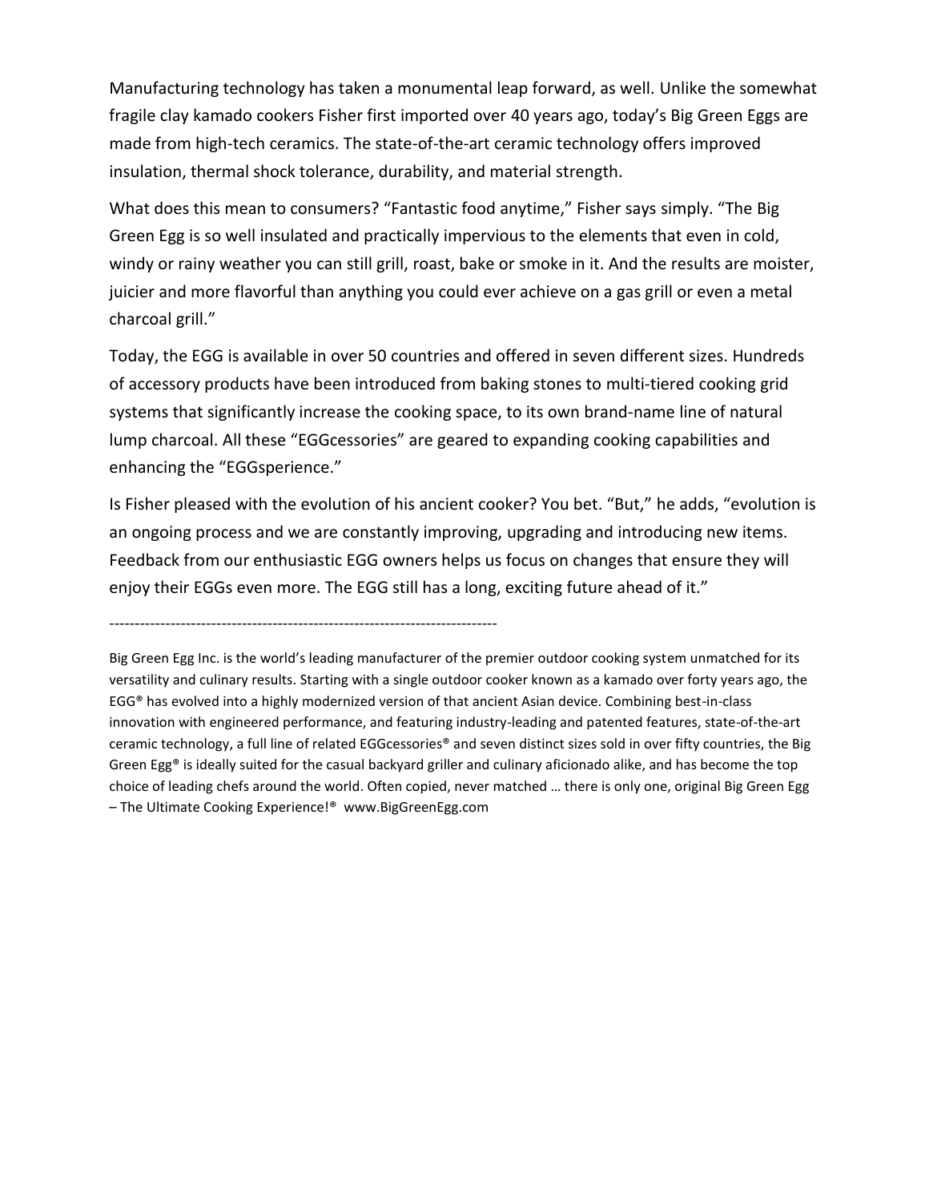Manufacturing technology has taken a monumental leap forward, as well. Unlike the somewhat fragile clay kamado cookers Fisher first imported over 40 years ago, today's Big Green Eggs are made from high-tech ceramics. The state-of-the-art ceramic technology offers improved insulation, thermal shock tolerance, durability, and material strength.

What does this mean to consumers? "Fantastic food anytime," Fisher says simply. "The Big Green Egg is so well insulated and practically impervious to the elements that even in cold, windy or rainy weather you can still grill, roast, bake or smoke in it. And the results are moister, juicier and more flavorful than anything you could ever achieve on a gas grill or even a metal charcoal grill."

Today, the EGG is available in over 50 countries and offered in seven different sizes. Hundreds of accessory products have been introduced from baking stones to multi-tiered cooking grid systems that significantly increase the cooking space, to its own brand-name line of natural lump charcoal. All these "EGGcessories" are geared to expanding cooking capabilities and enhancing the "EGGsperience."

Is Fisher pleased with the evolution of his ancient cooker? You bet. "But," he adds, "evolution is an ongoing process and we are constantly improving, upgrading and introducing new items. Feedback from our enthusiastic EGG owners helps us focus on changes that ensure they will enjoy their EGGs even more. The EGG still has a long, exciting future ahead of it."

---

Big Green Egg Inc. is the world's leading manufacturer of the premier outdoor cooking system unmatched for its versatility and culinary results. Starting with a single outdoor cooker known as a kamado over forty years ago, the EGG® has evolved into a highly modernized version of that ancient Asian device. Combining best-in-class innovation with engineered performance, and featuring industry-leading and patented features, state-of-the-art ceramic technology, a full line of related EGGcessories® and seven distinct sizes sold in over fifty countries, the Big Green Egg® is ideally suited for the casual backyard griller and culinary aficionado alike, and has become the top choice of leading chefs around the world. Often copied, never matched … there is only one, original Big Green Egg – The Ultimate Cooking Experience!® www.BigGreenEgg.com